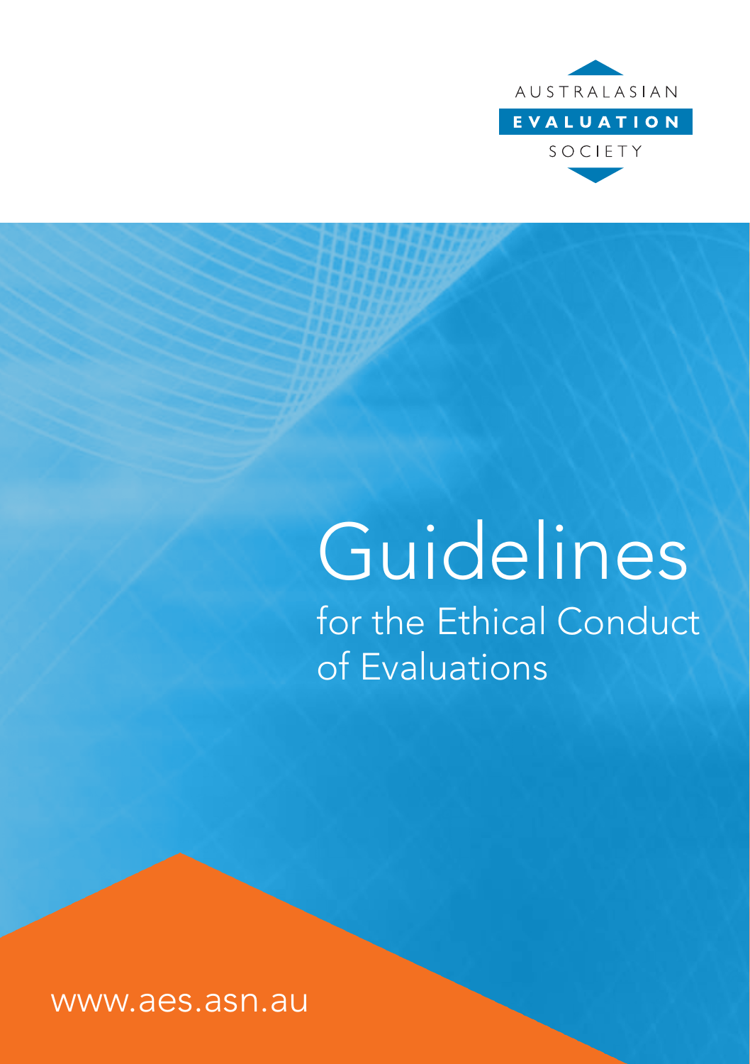AUSTRALASIAN

**EVALUATION**

SOCIETY

# Guidelines

## for the Ethical Conduct of Evaluations

www.aes.asn.au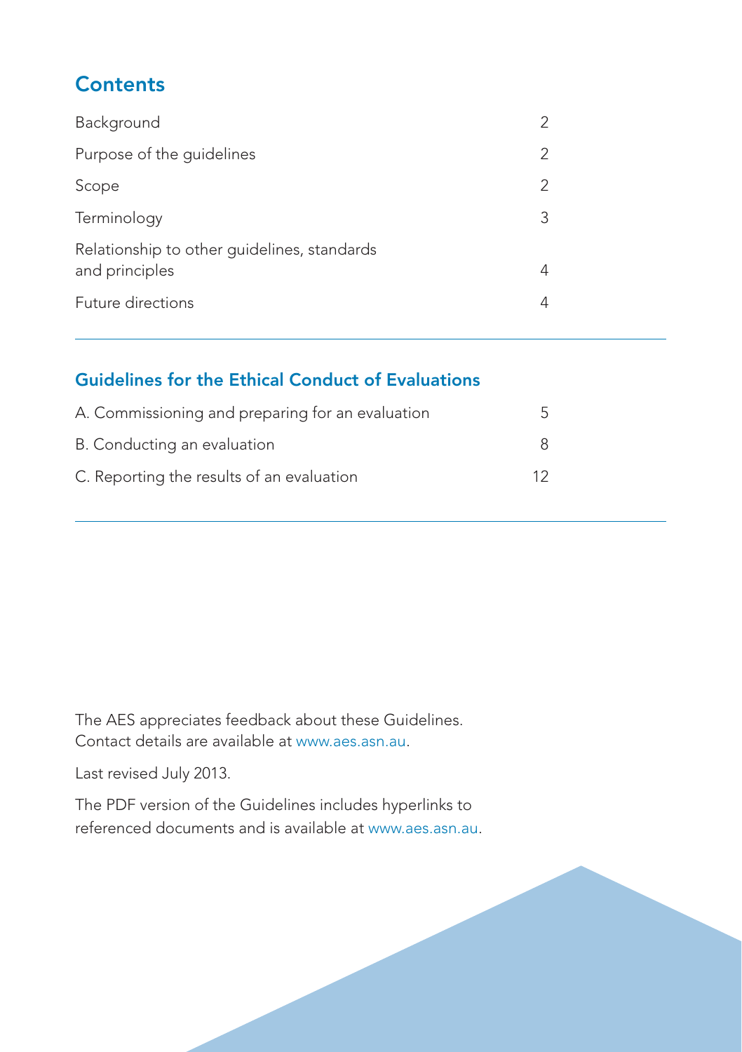## Contents

| | |
|---|---|
| Background | 2 |
| Purpose of the guidelines | 2 |
| Scope | 2 |
| Terminology | 3 |
| Relationship to other guidelines, standards and principles | 4 |
| Future directions | 4 |

## Guidelines for the Ethical Conduct of Evaluations

| | |
|---|---|
| A. Commissioning and preparing for an evaluation | 5 |
| B. Conducting an evaluation | 8 |
| C. Reporting the results of an evaluation | 12 |

The AES appreciates feedback about these Guidelines. Contact details are available at www.aes.asn.au.

Last revised July 2013.

The PDF version of the Guidelines includes hyperlinks to referenced documents and is available at www.aes.asn.au.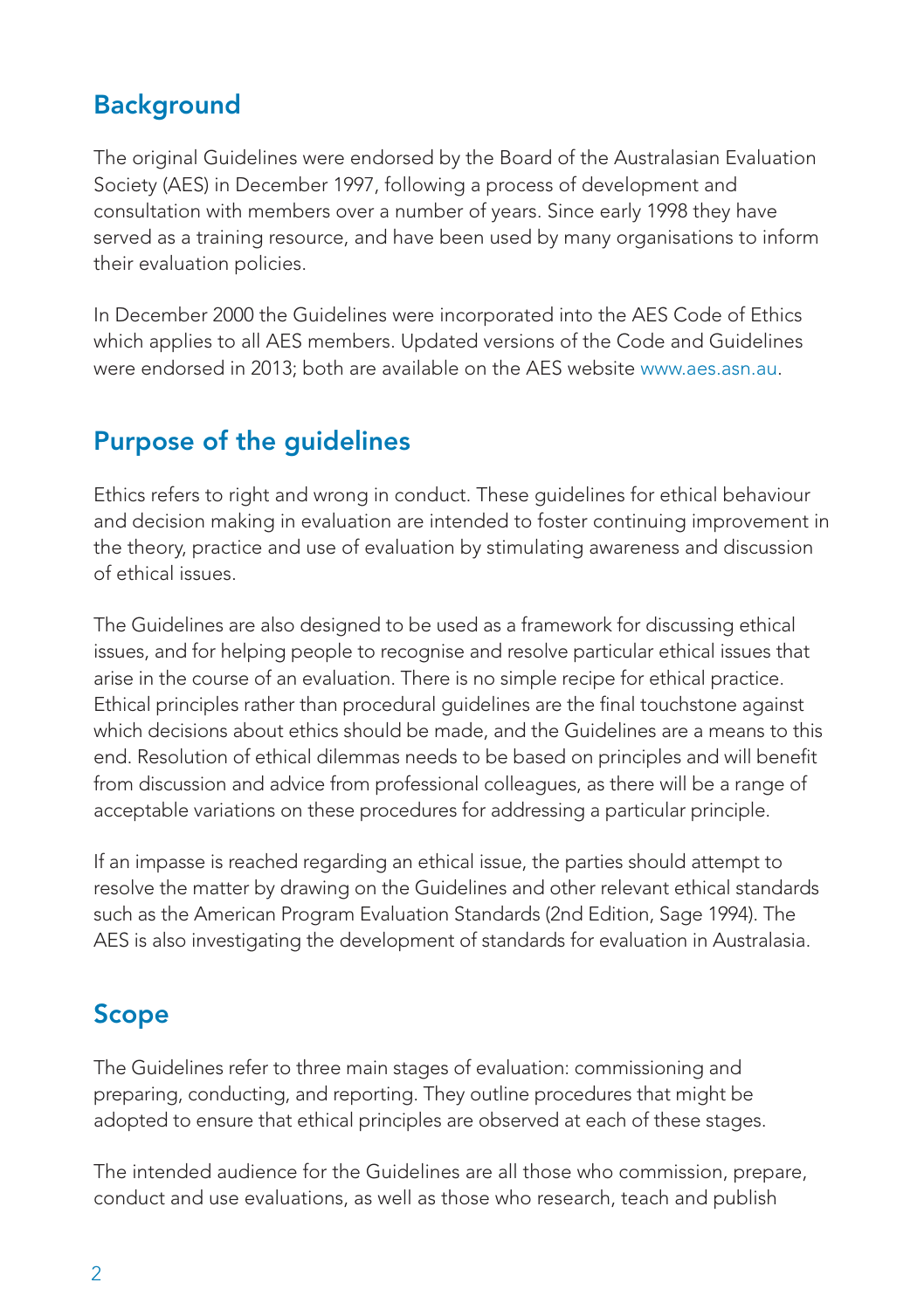## Background

The original Guidelines were endorsed by the Board of the Australasian Evaluation Society (AES) in December 1997, following a process of development and consultation with members over a number of years. Since early 1998 they have served as a training resource, and have been used by many organisations to inform their evaluation policies.

In December 2000 the Guidelines were incorporated into the AES Code of Ethics which applies to all AES members. Updated versions of the Code and Guidelines were endorsed in 2013; both are available on the AES website www.aes.asn.au.

## Purpose of the guidelines

Ethics refers to right and wrong in conduct. These guidelines for ethical behaviour and decision making in evaluation are intended to foster continuing improvement in the theory, practice and use of evaluation by stimulating awareness and discussion of ethical issues.

The Guidelines are also designed to be used as a framework for discussing ethical issues, and for helping people to recognise and resolve particular ethical issues that arise in the course of an evaluation. There is no simple recipe for ethical practice. Ethical principles rather than procedural guidelines are the final touchstone against which decisions about ethics should be made, and the Guidelines are a means to this end. Resolution of ethical dilemmas needs to be based on principles and will benefit from discussion and advice from professional colleagues, as there will be a range of acceptable variations on these procedures for addressing a particular principle.

If an impasse is reached regarding an ethical issue, the parties should attempt to resolve the matter by drawing on the Guidelines and other relevant ethical standards such as the American Program Evaluation Standards (2nd Edition, Sage 1994). The AES is also investigating the development of standards for evaluation in Australasia.

## Scope

The Guidelines refer to three main stages of evaluation: commissioning and preparing, conducting, and reporting. They outline procedures that might be adopted to ensure that ethical principles are observed at each of these stages.

The intended audience for the Guidelines are all those who commission, prepare, conduct and use evaluations, as well as those who research, teach and publish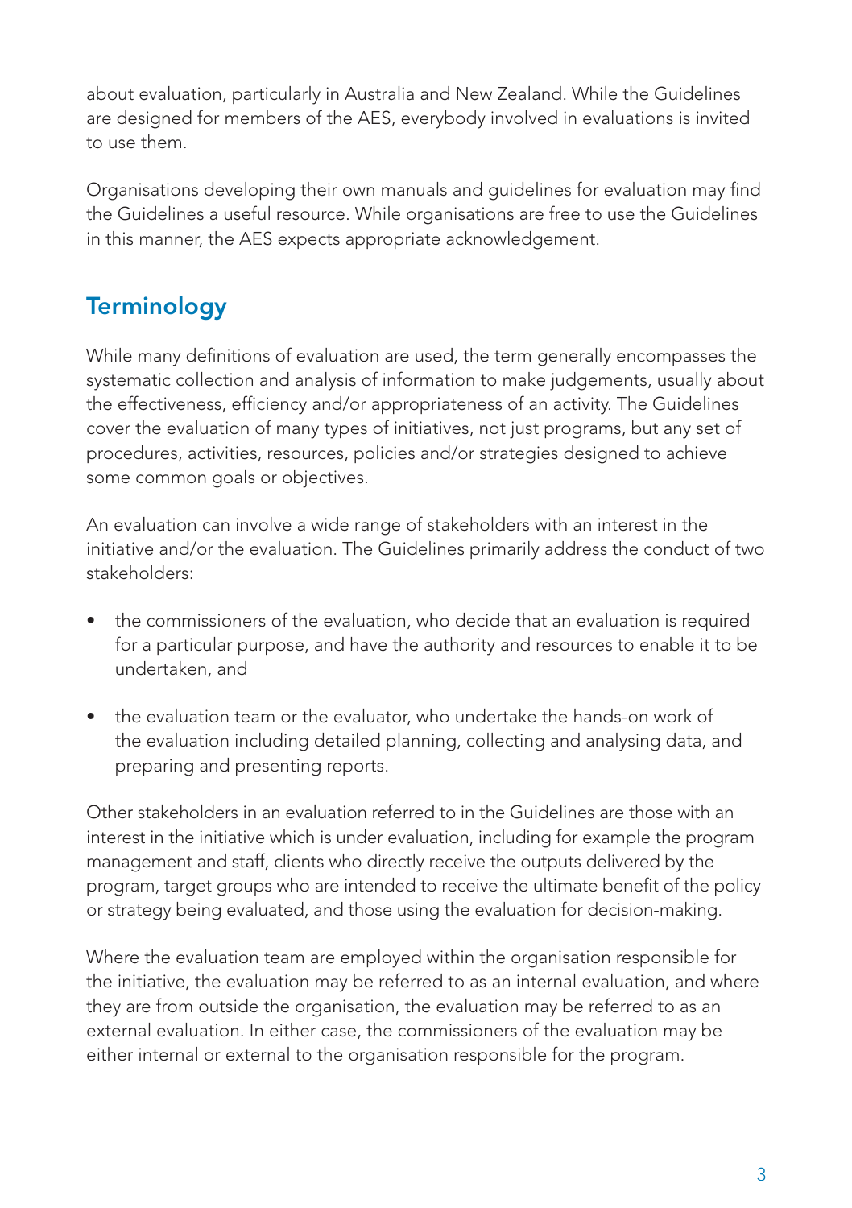about evaluation, particularly in Australia and New Zealand. While the Guidelines are designed for members of the AES, everybody involved in evaluations is invited to use them.

Organisations developing their own manuals and guidelines for evaluation may find the Guidelines a useful resource. While organisations are free to use the Guidelines in this manner, the AES expects appropriate acknowledgement.

## Terminology

While many definitions of evaluation are used, the term generally encompasses the systematic collection and analysis of information to make judgements, usually about the effectiveness, efficiency and/or appropriateness of an activity. The Guidelines cover the evaluation of many types of initiatives, not just programs, but any set of procedures, activities, resources, policies and/or strategies designed to achieve some common goals or objectives.

An evaluation can involve a wide range of stakeholders with an interest in the initiative and/or the evaluation. The Guidelines primarily address the conduct of two stakeholders:

- the commissioners of the evaluation, who decide that an evaluation is required for a particular purpose, and have the authority and resources to enable it to be undertaken, and
- the evaluation team or the evaluator, who undertake the hands-on work of the evaluation including detailed planning, collecting and analysing data, and preparing and presenting reports.

Other stakeholders in an evaluation referred to in the Guidelines are those with an interest in the initiative which is under evaluation, including for example the program management and staff, clients who directly receive the outputs delivered by the program, target groups who are intended to receive the ultimate benefit of the policy or strategy being evaluated, and those using the evaluation for decision-making.

Where the evaluation team are employed within the organisation responsible for the initiative, the evaluation may be referred to as an internal evaluation, and where they are from outside the organisation, the evaluation may be referred to as an external evaluation. In either case, the commissioners of the evaluation may be either internal or external to the organisation responsible for the program.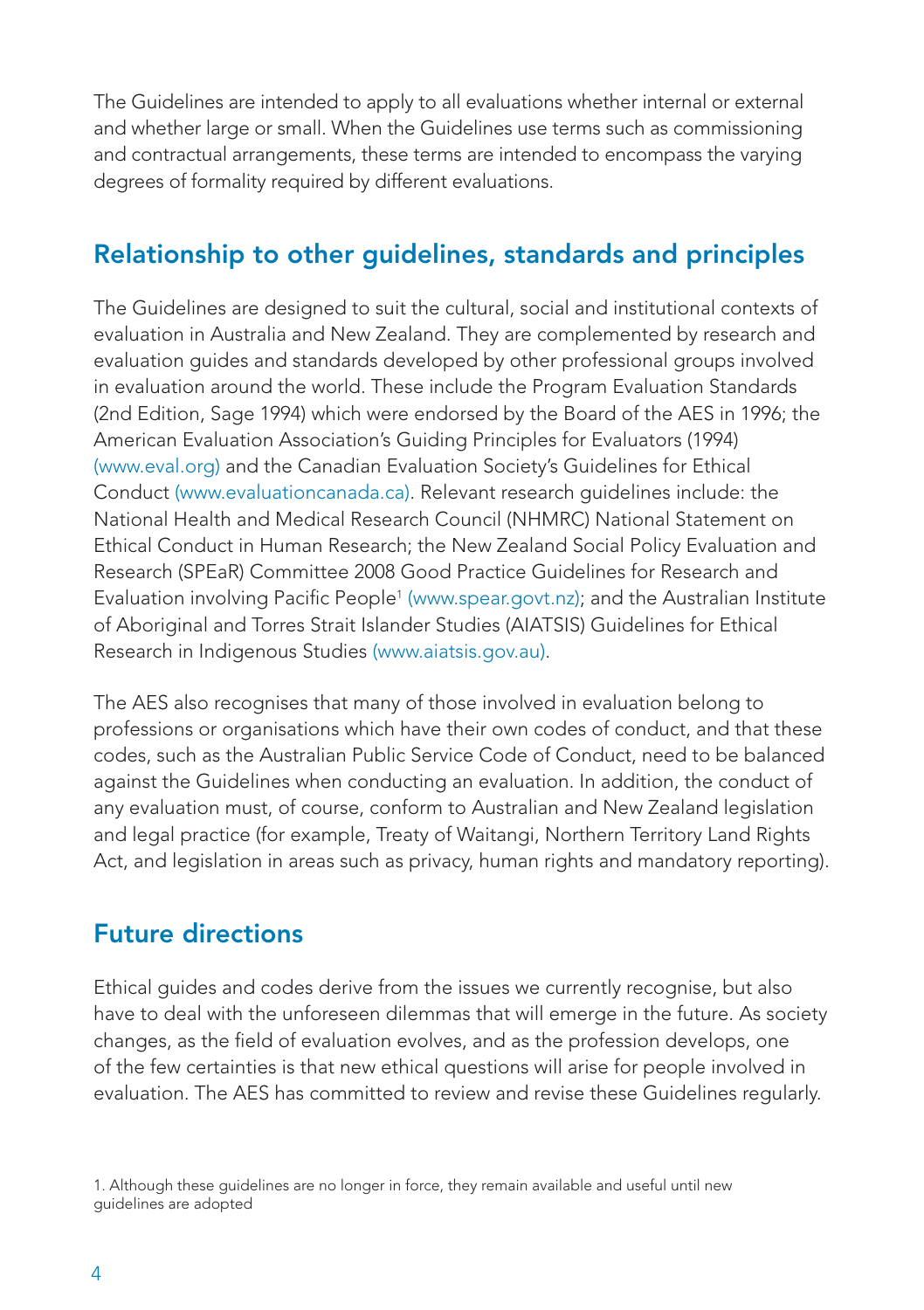The Guidelines are intended to apply to all evaluations whether internal or external and whether large or small. When the Guidelines use terms such as commissioning and contractual arrangements, these terms are intended to encompass the varying degrees of formality required by different evaluations.

## Relationship to other guidelines, standards and principles

The Guidelines are designed to suit the cultural, social and institutional contexts of evaluation in Australia and New Zealand. They are complemented by research and evaluation guides and standards developed by other professional groups involved in evaluation around the world. These include the Program Evaluation Standards (2nd Edition, Sage 1994) which were endorsed by the Board of the AES in 1996; the American Evaluation Association's Guiding Principles for Evaluators (1994) (www.eval.org) and the Canadian Evaluation Society's Guidelines for Ethical Conduct (www.evaluationcanada.ca). Relevant research guidelines include: the National Health and Medical Research Council (NHMRC) National Statement on Ethical Conduct in Human Research; the New Zealand Social Policy Evaluation and Research (SPEaR) Committee 2008 Good Practice Guidelines for Research and Evaluation involving Pacific People[1] (www.spear.govt.nz); and the Australian Institute of Aboriginal and Torres Strait Islander Studies (AIATSIS) Guidelines for Ethical Research in Indigenous Studies (www.aiatsis.gov.au).

The AES also recognises that many of those involved in evaluation belong to professions or organisations which have their own codes of conduct, and that these codes, such as the Australian Public Service Code of Conduct, need to be balanced against the Guidelines when conducting an evaluation. In addition, the conduct of any evaluation must, of course, conform to Australian and New Zealand legislation and legal practice (for example, Treaty of Waitangi, Northern Territory Land Rights Act, and legislation in areas such as privacy, human rights and mandatory reporting).

## Future directions

Ethical guides and codes derive from the issues we currently recognise, but also have to deal with the unforeseen dilemmas that will emerge in the future. As society changes, as the field of evaluation evolves, and as the profession develops, one of the few certainties is that new ethical questions will arise for people involved in evaluation. The AES has committed to review and revise these Guidelines regularly.

1. Although these guidelines are no longer in force, they remain available and useful until new guidelines are adopted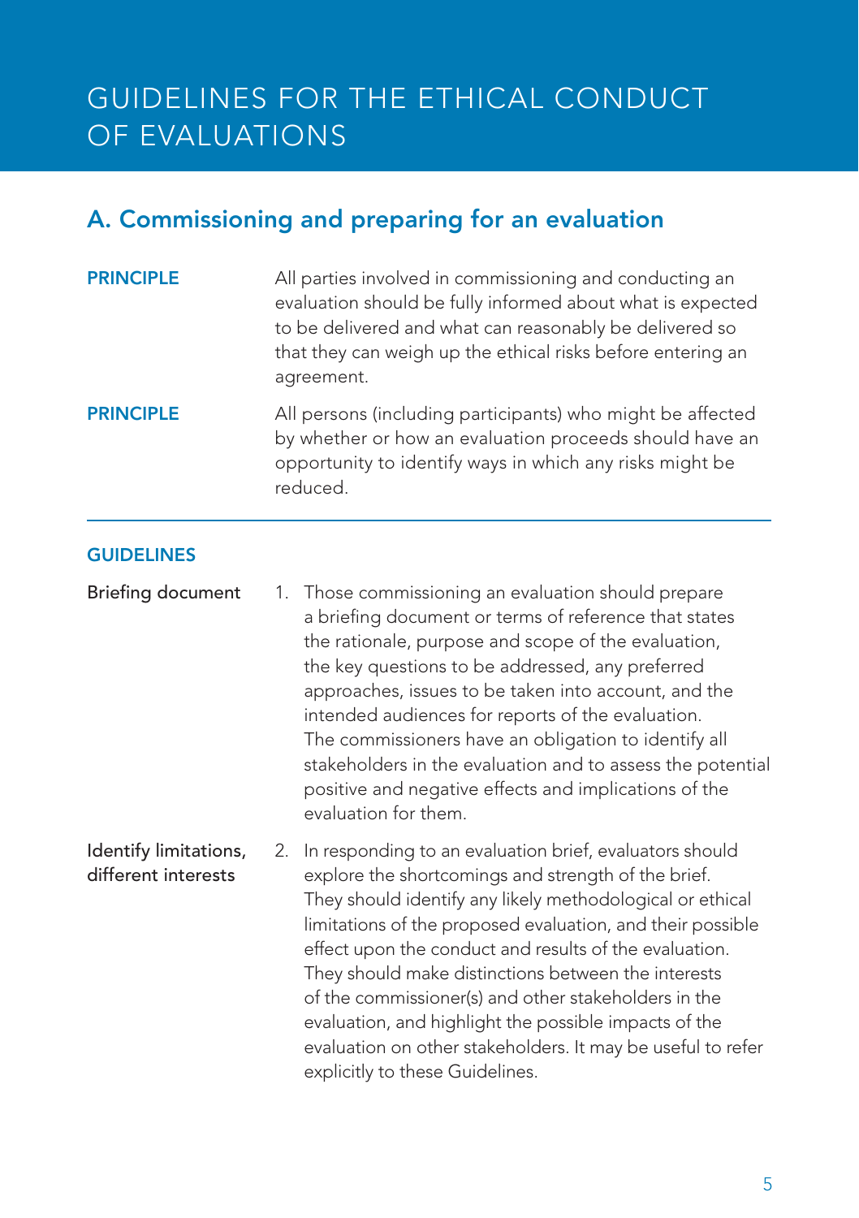# GUIDELINES FOR THE ETHICAL CONDUCT OF EVALUATIONS

## A. Commissioning and preparing for an evaluation

**PRINCIPLE** All parties involved in commissioning and conducting an evaluation should be fully informed about what is expected to be delivered and what can reasonably be delivered so that they can weigh up the ethical risks before entering an agreement.

**PRINCIPLE** All persons (including participants) who might be affected by whether or how an evaluation proceeds should have an opportunity to identify ways in which any risks might be reduced.

### GUIDELINES

**Briefing document**

1. Those commissioning an evaluation should prepare a briefing document or terms of reference that states the rationale, purpose and scope of the evaluation, the key questions to be addressed, any preferred approaches, issues to be taken into account, and the intended audiences for reports of the evaluation. The commissioners have an obligation to identify all stakeholders in the evaluation and to assess the potential positive and negative effects and implications of the evaluation for them.

**Identify limitations, different interests**

2. In responding to an evaluation brief, evaluators should explore the shortcomings and strength of the brief. They should identify any likely methodological or ethical limitations of the proposed evaluation, and their possible effect upon the conduct and results of the evaluation. They should make distinctions between the interests of the commissioner(s) and other stakeholders in the evaluation, and highlight the possible impacts of the evaluation on other stakeholders. It may be useful to refer explicitly to these Guidelines.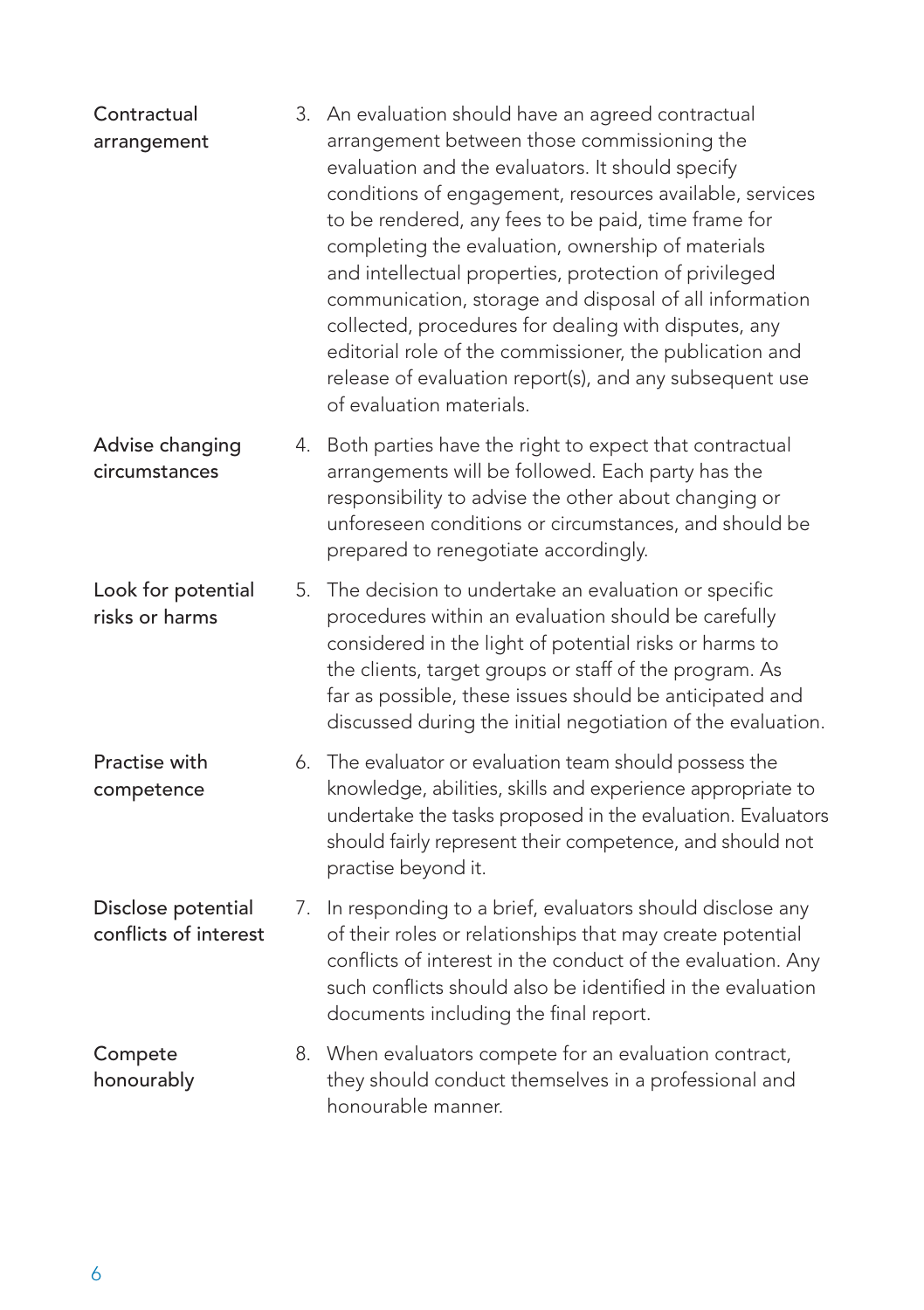**Contractual arrangement**

3. An evaluation should have an agreed contractual arrangement between those commissioning the evaluation and the evaluators. It should specify conditions of engagement, resources available, services to be rendered, any fees to be paid, time frame for completing the evaluation, ownership of materials and intellectual properties, protection of privileged communication, storage and disposal of all information collected, procedures for dealing with disputes, any editorial role of the commissioner, the publication and release of evaluation report(s), and any subsequent use of evaluation materials.

**Advise changing circumstances**

4. Both parties have the right to expect that contractual arrangements will be followed. Each party has the responsibility to advise the other about changing or unforeseen conditions or circumstances, and should be prepared to renegotiate accordingly.

**Look for potential risks or harms**

5. The decision to undertake an evaluation or specific procedures within an evaluation should be carefully considered in the light of potential risks or harms to the clients, target groups or staff of the program. As far as possible, these issues should be anticipated and discussed during the initial negotiation of the evaluation.

**Practise with competence**

6. The evaluator or evaluation team should possess the knowledge, abilities, skills and experience appropriate to undertake the tasks proposed in the evaluation. Evaluators should fairly represent their competence, and should not practise beyond it.

**Disclose potential conflicts of interest**

7. In responding to a brief, evaluators should disclose any of their roles or relationships that may create potential conflicts of interest in the conduct of the evaluation. Any such conflicts should also be identified in the evaluation documents including the final report.

**Compete honourably**

8. When evaluators compete for an evaluation contract, they should conduct themselves in a professional and honourable manner.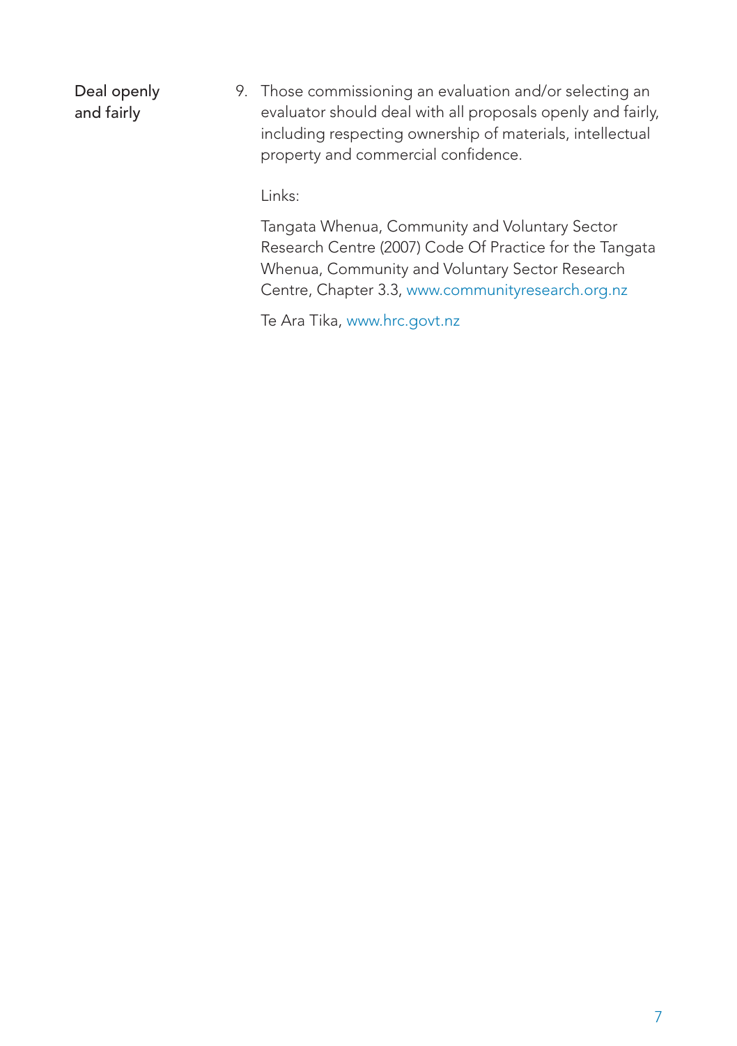**Deal openly and fairly**

9. Those commissioning an evaluation and/or selecting an evaluator should deal with all proposals openly and fairly, including respecting ownership of materials, intellectual property and commercial confidence.

   Links:

   Tangata Whenua, Community and Voluntary Sector Research Centre (2007) Code Of Practice for the Tangata Whenua, Community and Voluntary Sector Research Centre, Chapter 3.3, www.communityresearch.org.nz

   Te Ara Tika, www.hrc.govt.nz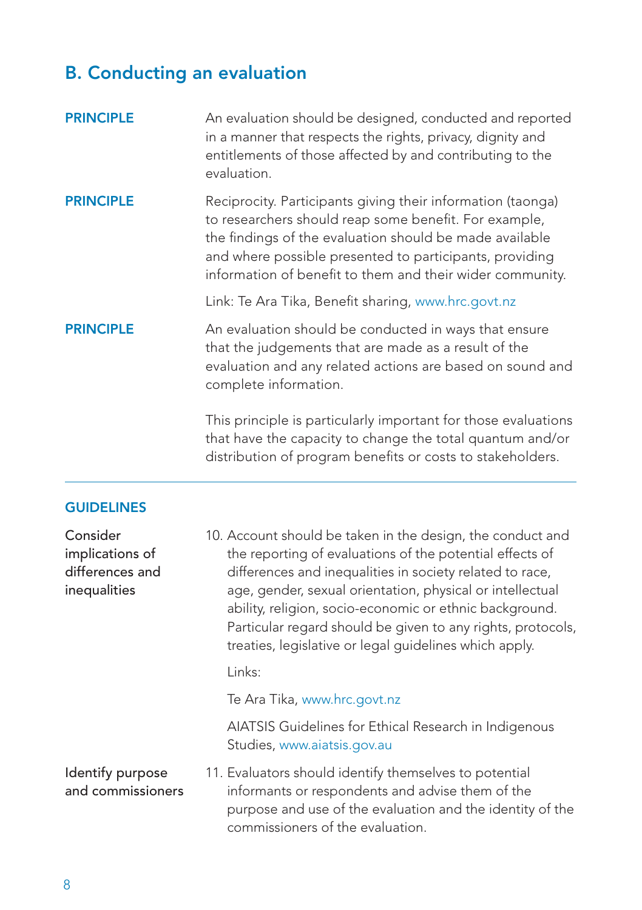## B. Conducting an evaluation

**PRINCIPLE**

An evaluation should be designed, conducted and reported in a manner that respects the rights, privacy, dignity and entitlements of those affected by and contributing to the evaluation.

**PRINCIPLE**

Reciprocity. Participants giving their information (taonga) to researchers should reap some benefit. For example, the findings of the evaluation should be made available and where possible presented to participants, providing information of benefit to them and their wider community.

Link: Te Ara Tika, Benefit sharing, www.hrc.govt.nz

**PRINCIPLE**

An evaluation should be conducted in ways that ensure that the judgements that are made as a result of the evaluation and any related actions are based on sound and complete information.

This principle is particularly important for those evaluations that have the capacity to change the total quantum and/or distribution of program benefits or costs to stakeholders.

---

### GUIDELINES

**Consider implications of differences and inequalities**

10. Account should be taken in the design, the conduct and the reporting of evaluations of the potential effects of differences and inequalities in society related to race, age, gender, sexual orientation, physical or intellectual ability, religion, socio-economic or ethnic background. Particular regard should be given to any rights, protocols, treaties, legislative or legal guidelines which apply.

    Links:

    Te Ara Tika, www.hrc.govt.nz

    AIATSIS Guidelines for Ethical Research in Indigenous Studies, www.aiatsis.gov.au

**Identify purpose and commissioners**

11. Evaluators should identify themselves to potential informants or respondents and advise them of the purpose and use of the evaluation and the identity of the commissioners of the evaluation.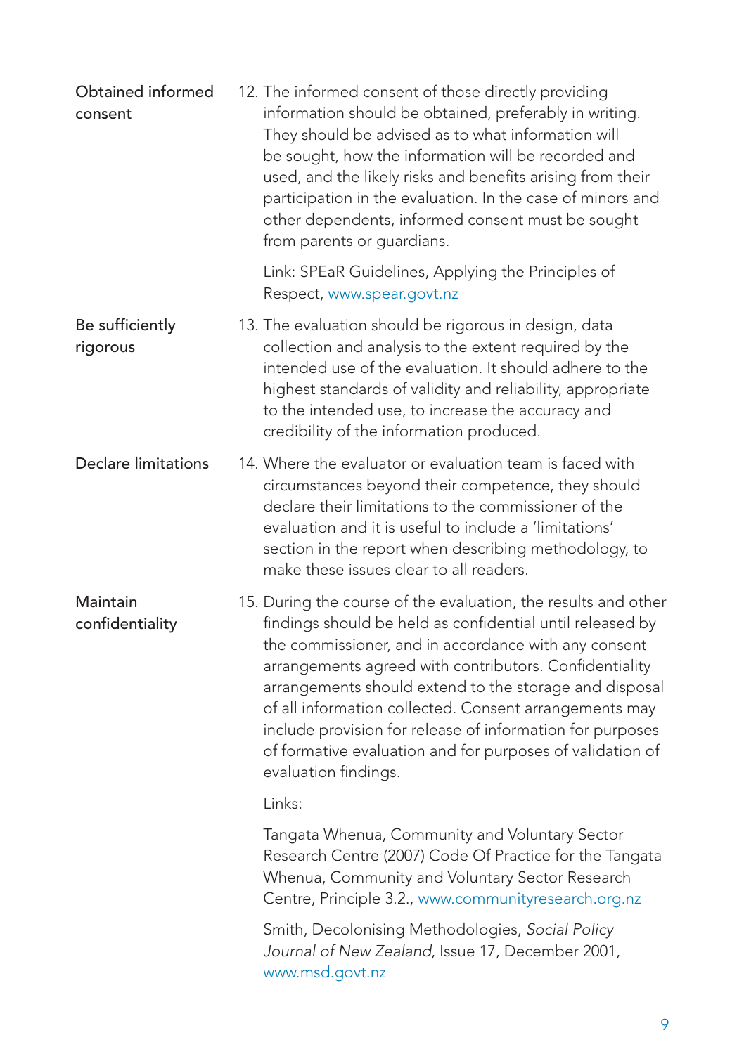**Obtained informed consent**

12. The informed consent of those directly providing information should be obtained, preferably in writing. They should be advised as to what information will be sought, how the information will be recorded and used, and the likely risks and benefits arising from their participation in the evaluation. In the case of minors and other dependents, informed consent must be sought from parents or guardians.

    Link: SPEaR Guidelines, Applying the Principles of Respect, www.spear.govt.nz

**Be sufficiently rigorous**

13. The evaluation should be rigorous in design, data collection and analysis to the extent required by the intended use of the evaluation. It should adhere to the highest standards of validity and reliability, appropriate to the intended use, to increase the accuracy and credibility of the information produced.

**Declare limitations**

14. Where the evaluator or evaluation team is faced with circumstances beyond their competence, they should declare their limitations to the commissioner of the evaluation and it is useful to include a 'limitations' section in the report when describing methodology, to make these issues clear to all readers.

**Maintain confidentiality**

15. During the course of the evaluation, the results and other findings should be held as confidential until released by the commissioner, and in accordance with any consent arrangements agreed with contributors. Confidentiality arrangements should extend to the storage and disposal of all information collected. Consent arrangements may include provision for release of information for purposes of formative evaluation and for purposes of validation of evaluation findings.

    Links:

    Tangata Whenua, Community and Voluntary Sector Research Centre (2007) Code Of Practice for the Tangata Whenua, Community and Voluntary Sector Research Centre, Principle 3.2., www.communityresearch.org.nz

    Smith, Decolonising Methodologies, *Social Policy Journal of New Zealand*, Issue 17, December 2001, www.msd.govt.nz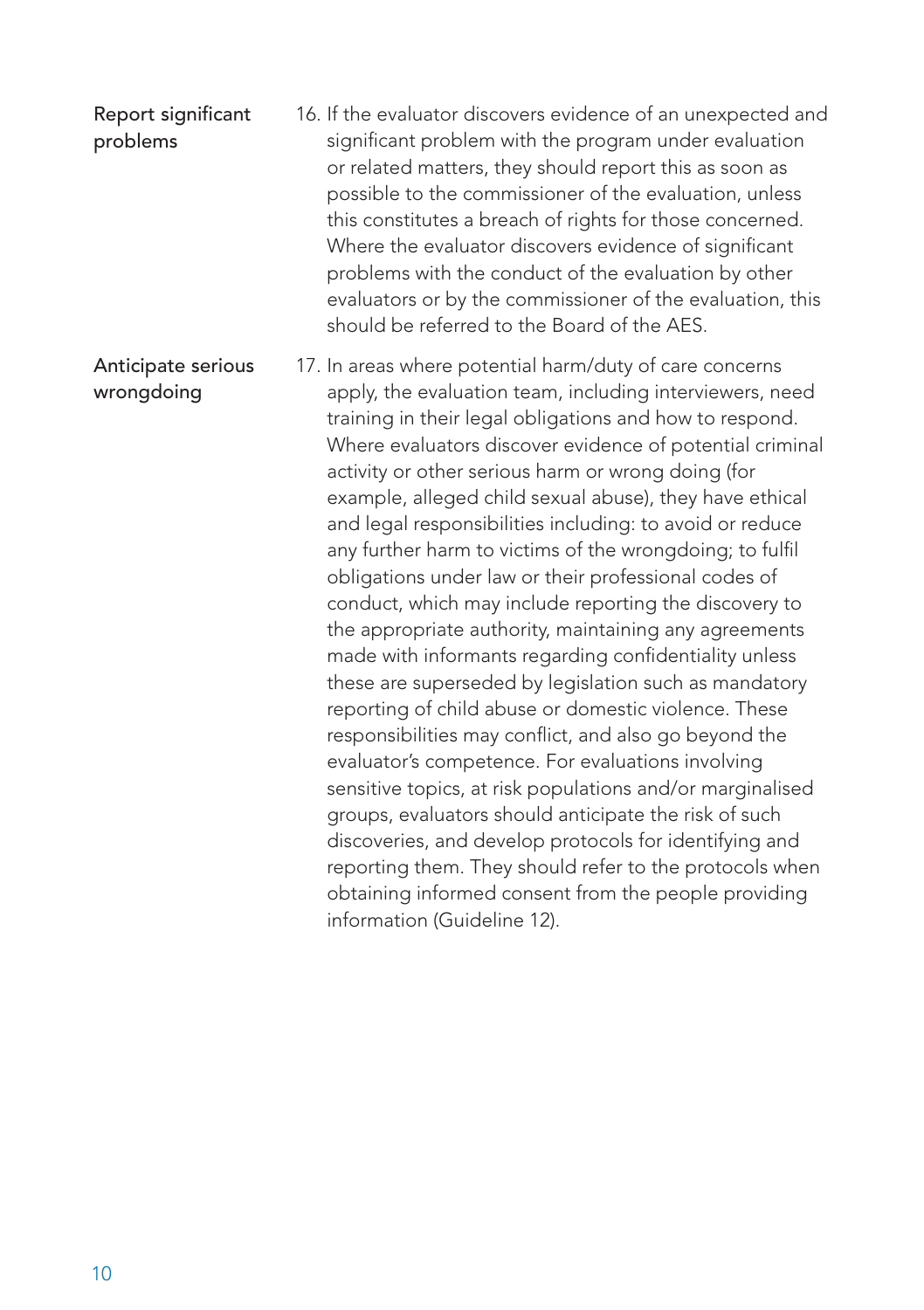**Report significant problems**

16. If the evaluator discovers evidence of an unexpected and significant problem with the program under evaluation or related matters, they should report this as soon as possible to the commissioner of the evaluation, unless this constitutes a breach of rights for those concerned. Where the evaluator discovers evidence of significant problems with the conduct of the evaluation by other evaluators or by the commissioner of the evaluation, this should be referred to the Board of the AES.

**Anticipate serious wrongdoing**

17. In areas where potential harm/duty of care concerns apply, the evaluation team, including interviewers, need training in their legal obligations and how to respond. Where evaluators discover evidence of potential criminal activity or other serious harm or wrong doing (for example, alleged child sexual abuse), they have ethical and legal responsibilities including: to avoid or reduce any further harm to victims of the wrongdoing; to fulfil obligations under law or their professional codes of conduct, which may include reporting the discovery to the appropriate authority, maintaining any agreements made with informants regarding confidentiality unless these are superseded by legislation such as mandatory reporting of child abuse or domestic violence. These responsibilities may conflict, and also go beyond the evaluator's competence. For evaluations involving sensitive topics, at risk populations and/or marginalised groups, evaluators should anticipate the risk of such discoveries, and develop protocols for identifying and reporting them. They should refer to the protocols when obtaining informed consent from the people providing information (Guideline 12).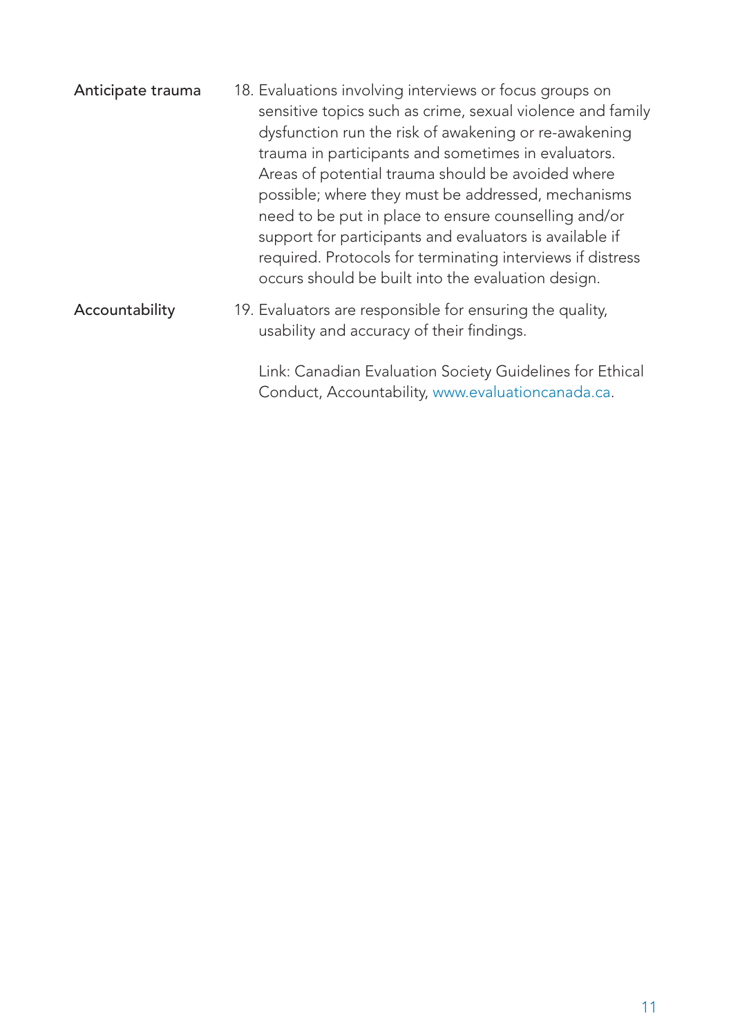**Anticipate trauma**

18. Evaluations involving interviews or focus groups on sensitive topics such as crime, sexual violence and family dysfunction run the risk of awakening or re-awakening trauma in participants and sometimes in evaluators. Areas of potential trauma should be avoided where possible; where they must be addressed, mechanisms need to be put in place to ensure counselling and/or support for participants and evaluators is available if required. Protocols for terminating interviews if distress occurs should be built into the evaluation design.

**Accountability**

19. Evaluators are responsible for ensuring the quality, usability and accuracy of their findings.

    Link: Canadian Evaluation Society Guidelines for Ethical Conduct, Accountability, www.evaluationcanada.ca.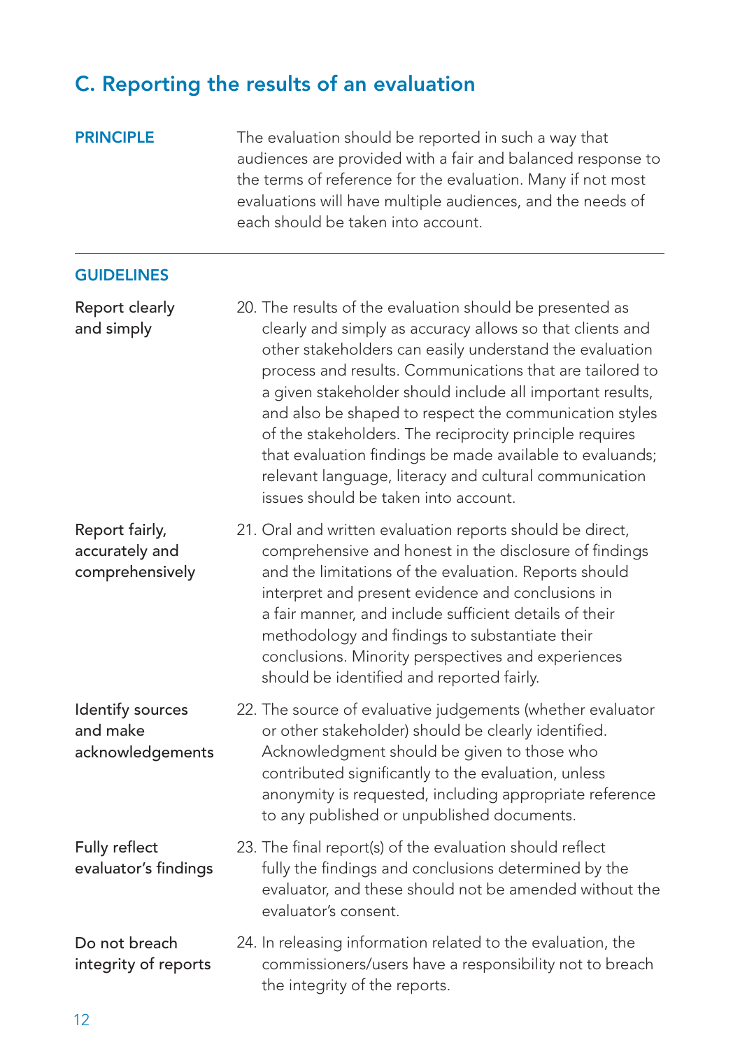## C. Reporting the results of an evaluation

**PRINCIPLE**

The evaluation should be reported in such a way that audiences are provided with a fair and balanced response to the terms of reference for the evaluation. Many if not most evaluations will have multiple audiences, and the needs of each should be taken into account.

**GUIDELINES**

| | |
|---|---|
| Report clearly and simply | 20. The results of the evaluation should be presented as clearly and simply as accuracy allows so that clients and other stakeholders can easily understand the evaluation process and results. Communications that are tailored to a given stakeholder should include all important results, and also be shaped to respect the communication styles of the stakeholders. The reciprocity principle requires that evaluation findings be made available to evaluands; relevant language, literacy and cultural communication issues should be taken into account. |
| Report fairly, accurately and comprehensively | 21. Oral and written evaluation reports should be direct, comprehensive and honest in the disclosure of findings and the limitations of the evaluation. Reports should interpret and present evidence and conclusions in a fair manner, and include sufficient details of their methodology and findings to substantiate their conclusions. Minority perspectives and experiences should be identified and reported fairly. |
| Identify sources and make acknowledgements | 22. The source of evaluative judgements (whether evaluator or other stakeholder) should be clearly identified. Acknowledgment should be given to those who contributed significantly to the evaluation, unless anonymity is requested, including appropriate reference to any published or unpublished documents. |
| Fully reflect evaluator's findings | 23. The final report(s) of the evaluation should reflect fully the findings and conclusions determined by the evaluator, and these should not be amended without the evaluator's consent. |
| Do not breach integrity of reports | 24. In releasing information related to the evaluation, the commissioners/users have a responsibility not to breach the integrity of the reports. |